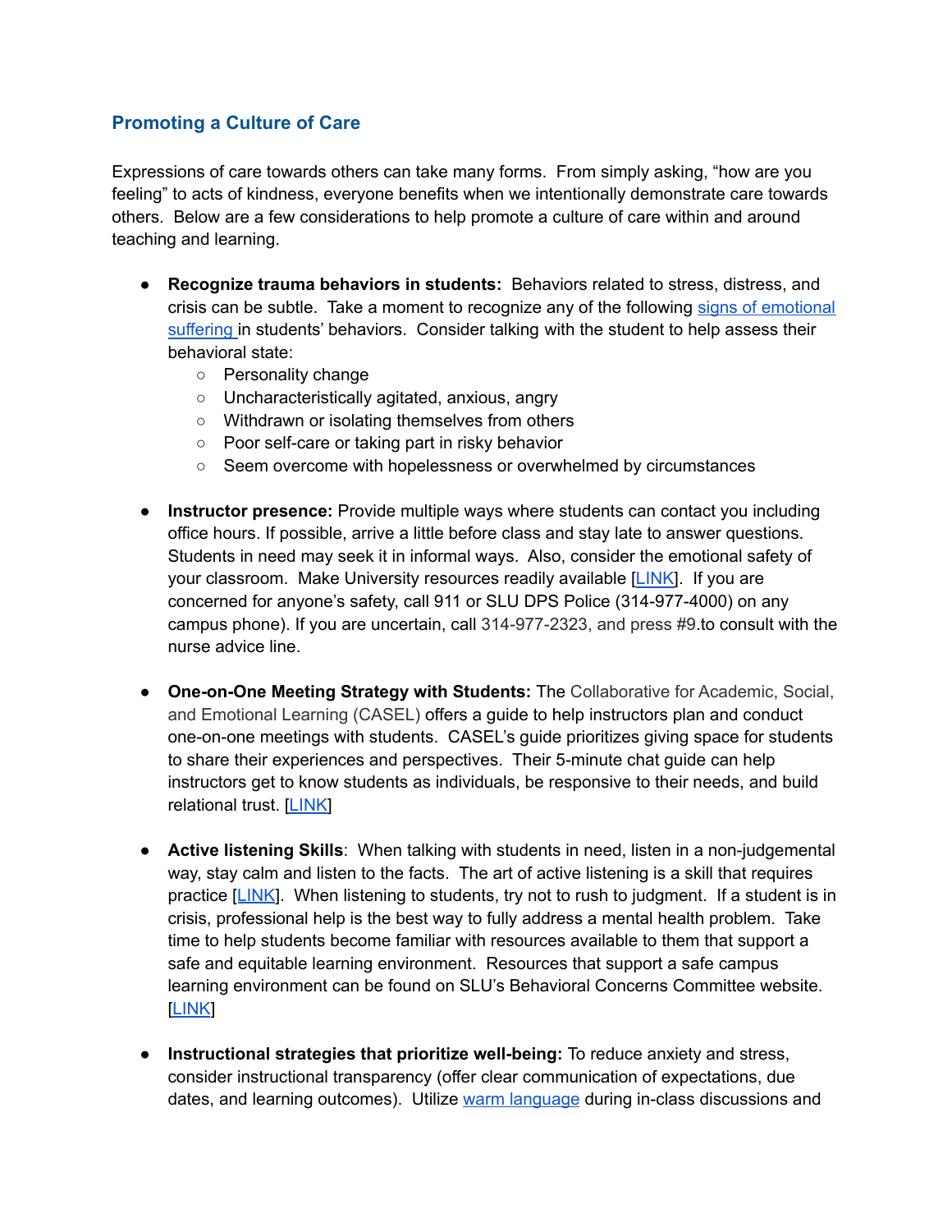## Promoting a Culture of Care

Expressions of care towards others can take many forms. From simply asking, "how are you feeling" to acts of kindness, everyone benefits when we intentionally demonstrate care towards others. Below are a few considerations to help promote a culture of care within and around teaching and learning.

- **Recognize trauma behaviors in students:** Behaviors related to stress, distress, and crisis can be subtle. Take a moment to recognize any of the following signs of emotional suffering in students' behaviors. Consider talking with the student to help assess their behavioral state:
  - Personality change
  - Uncharacteristically agitated, anxious, angry
  - Withdrawn or isolating themselves from others
  - Poor self-care or taking part in risky behavior
  - Seem overcome with hopelessness or overwhelmed by circumstances

- **Instructor presence:** Provide multiple ways where students can contact you including office hours. If possible, arrive a little before class and stay late to answer questions. Students in need may seek it in informal ways. Also, consider the emotional safety of your classroom. Make University resources readily available [LINK]. If you are concerned for anyone's safety, call 911 or SLU DPS Police (314-977-4000) on any campus phone). If you are uncertain, call 314-977-2323, and press #9.to consult with the nurse advice line.

- **One-on-One Meeting Strategy with Students:** The Collaborative for Academic, Social, and Emotional Learning (CASEL) offers a guide to help instructors plan and conduct one-on-one meetings with students. CASEL's guide prioritizes giving space for students to share their experiences and perspectives. Their 5-minute chat guide can help instructors get to know students as individuals, be responsive to their needs, and build relational trust. [LINK]

- **Active listening Skills**: When talking with students in need, listen in a non-judgemental way, stay calm and listen to the facts. The art of active listening is a skill that requires practice [LINK]. When listening to students, try not to rush to judgment. If a student is in crisis, professional help is the best way to fully address a mental health problem. Take time to help students become familiar with resources available to them that support a safe and equitable learning environment. Resources that support a safe campus learning environment can be found on SLU's Behavioral Concerns Committee website. [LINK]

- **Instructional strategies that prioritize well-being:** To reduce anxiety and stress, consider instructional transparency (offer clear communication of expectations, due dates, and learning outcomes). Utilize warm language during in-class discussions and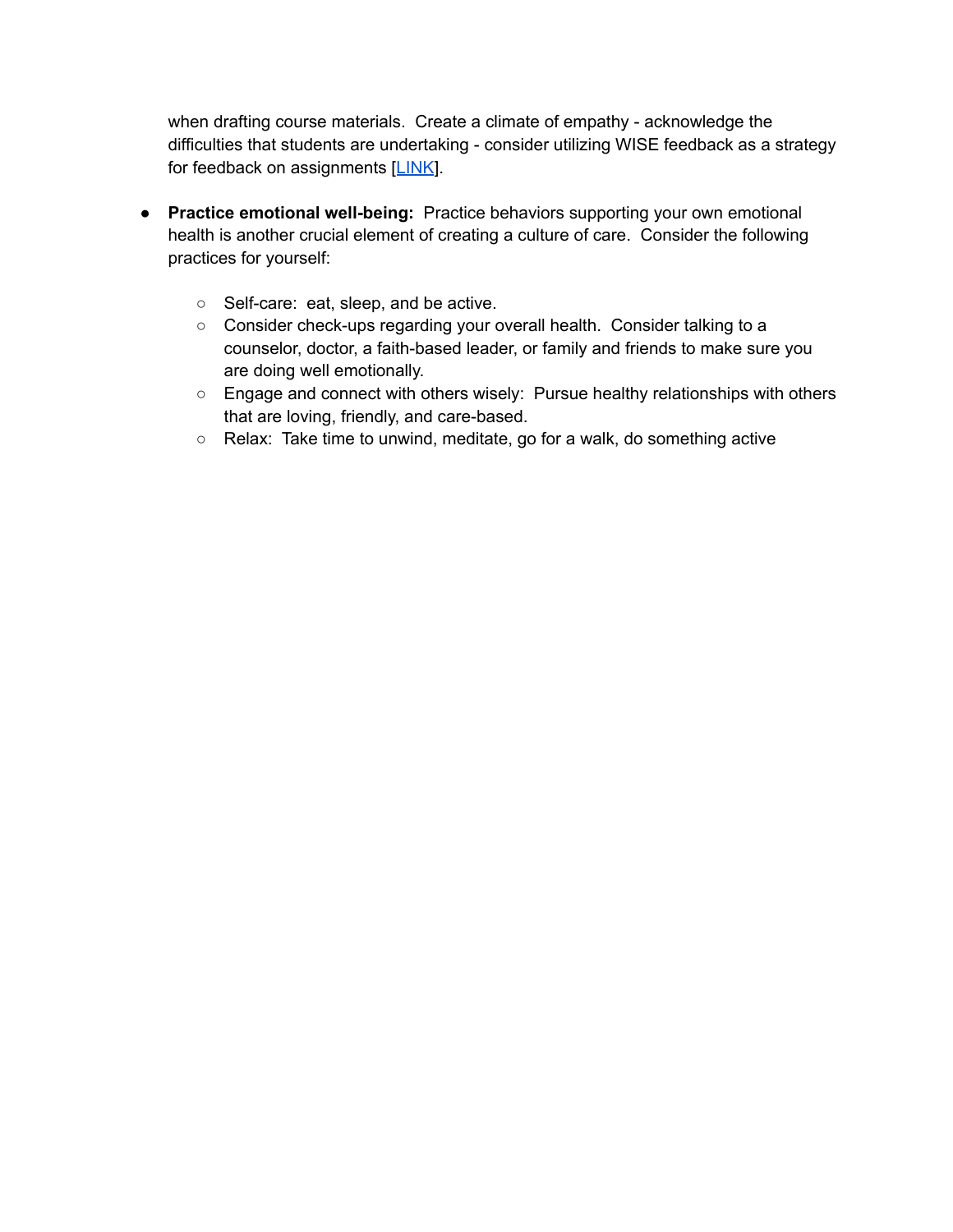when drafting course materials.  Create a climate of empathy - acknowledge the difficulties that students are undertaking - consider utilizing WISE feedback as a strategy for feedback on assignments [LINK].

- **Practice emotional well-being:** Practice behaviors supporting your own emotional health is another crucial element of creating a culture of care.  Consider the following practices for yourself:
  - Self-care:  eat, sleep, and be active.
  - Consider check-ups regarding your overall health.  Consider talking to a counselor, doctor, a faith-based leader, or family and friends to make sure you are doing well emotionally.
  - Engage and connect with others wisely:  Pursue healthy relationships with others that are loving, friendly, and care-based.
  - Relax:  Take time to unwind, meditate, go for a walk, do something active